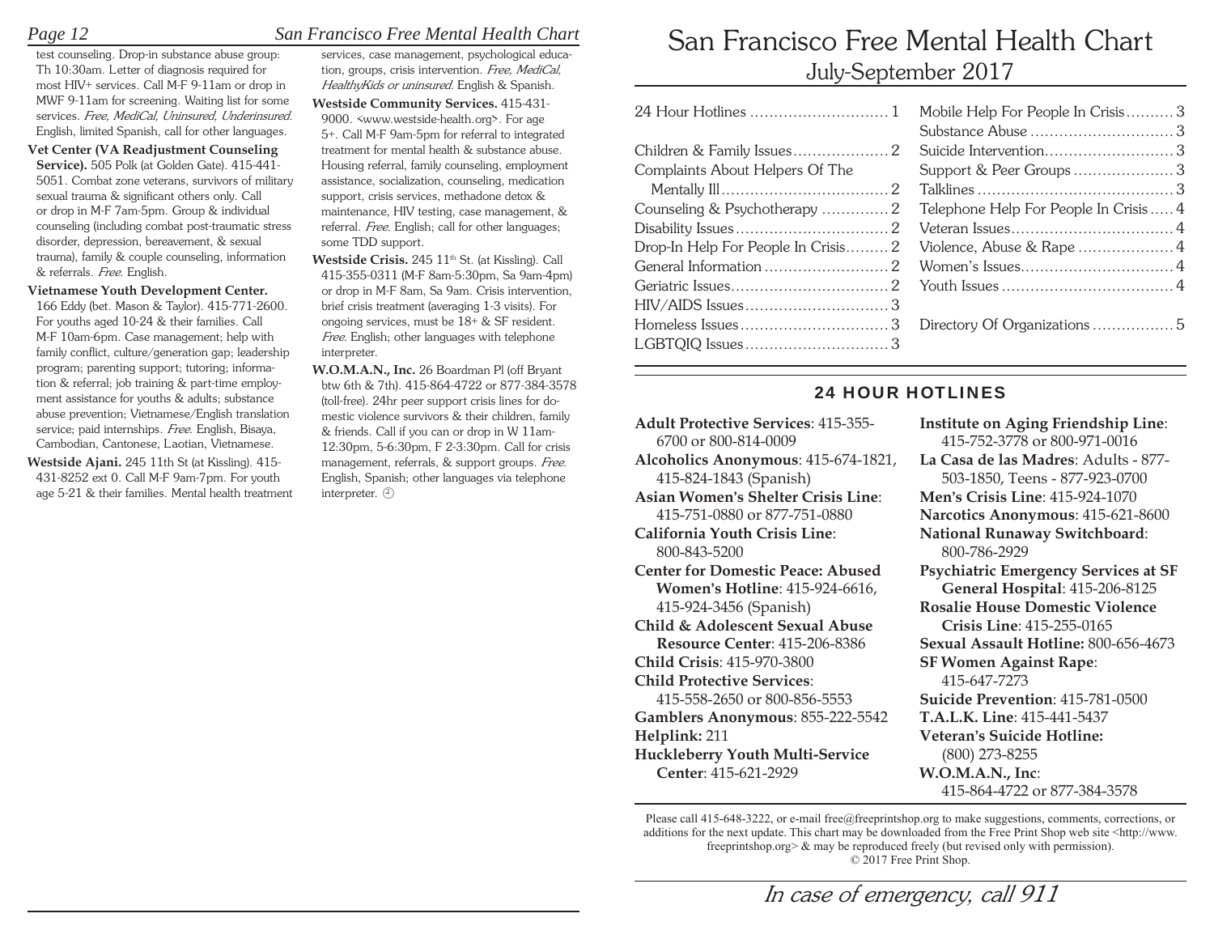test counseling. Drop-in substance abuse group: Th 10:30am. Letter of diagnosis required for most HIV+ services. Call M-F 9-11am or drop in MWF 9-11am for screening. Waiting list for some services. *Free, MediCal, Uninsured, Underinsured.* English, limited Spanish, call for other languages.

**Vet Center (VA Readjustment Counseling Service).** 505 Polk (at Golden Gate). 415-441-5051. Combat zone veterans, survivors of military sexual trauma & significant others only. Call or drop in M-F 7am-5pm. Group & individual counseling (including combat post-traumatic stress disorder, depression, bereavement, & sexual trauma), family & couple counseling, information & referrals. *Free.* English.

**Vietnamese Youth Development Center.** 166 Eddy (bet. Mason & Taylor). 415-771-2600. For youths aged 10-24 & their families. Call M-F 10am-6pm. Case management; help with family conflict, culture/generation gap; leadership program; parenting support; tutoring; information & referral; job training & part-time employment assistance for youths & adults; substance abuse prevention; Vietnamese/English translation service; paid internships. *Free.* English, Bisaya, Cambodian, Cantonese, Laotian, Vietnamese.

**Westside Ajani.** 245 11th St (at Kissling). 415-431-8252 ext 0. Call M-F 9am-7pm. For youth age 5-21 & their families. Mental health treatment services, case management, psychological education, groups, crisis intervention. *Free, MediCal, HealthyKids or uninsured.* English & Spanish.

**Westside Community Services.** 415-431-9000. <www.westside-health.org>. For age 5+. Call M-F 9am-5pm for referral to integrated treatment for mental health & substance abuse. Housing referral, family counseling, employment assistance, socialization, counseling, medication support, crisis services, methadone detox & maintenance, HIV testing, case management, & referral. *Free.* English; call for other languages; some TDD support.

**Westside Crisis.** 245 11th St. (at Kissling). Call 415-355-0311 (M-F 8am-5:30pm, Sa 9am-4pm) or drop in M-F 8am, Sa 9am. Crisis intervention, brief crisis treatment (averaging 1-3 visits). For ongoing services, must be 18+ & SF resident. *Free.* English; other languages with telephone interpreter.

**W.O.M.A.N., Inc.** 26 Boardman Pl (off Bryant btw 6th & 7th). 415-864-4722 or 877-384-3578 (toll-free). 24hr peer support crisis lines for domestic violence survivors & their children, family & friends. Call if you can or drop in W 11am-12:30pm, 5-6:30pm, F 2-3:30pm. Call for crisis management, referrals, & support groups. *Free.* English, Spanish; other languages via telephone interpreter. ◷

# San Francisco Free Mental Health Chart

## July-September 2017

| | |
|---|---|
| 24 Hour Hotlines | 1 |
| Children & Family Issues | 2 |
| Complaints About Helpers Of The Mentally Ill | 2 |
| Counseling & Psychotherapy | 2 |
| Disability Issues | 2 |
| Drop-In Help For People In Crisis | 2 |
| General Information | 2 |
| Geriatric Issues | 2 |
| HIV/AIDS Issues | 3 |
| Homeless Issues | 3 |
| LGBTQIQ Issues | 3 |
| Mobile Help For People In Crisis | 3 |
| Substance Abuse | 3 |
| Suicide Intervention | 3 |
| Support & Peer Groups | 3 |
| Talklines | 3 |
| Telephone Help For People In Crisis | 4 |
| Veteran Issues | 4 |
| Violence, Abuse & Rape | 4 |
| Women's Issues | 4 |
| Youth Issues | 4 |
| Directory Of Organizations | 5 |

## 24 HOUR HOTLINES

**Adult Protective Services**: 415-355-6700 or 800-814-0009

**Alcoholics Anonymous**: 415-674-1821, 415-824-1843 (Spanish)

**Asian Women's Shelter Crisis Line**: 415-751-0880 or 877-751-0880

**California Youth Crisis Line**: 800-843-5200

**Center for Domestic Peace: Abused Women's Hotline**: 415-924-6616, 415-924-3456 (Spanish)

**Child & Adolescent Sexual Abuse Resource Center**: 415-206-8386

**Child Crisis**: 415-970-3800

**Child Protective Services**: 415-558-2650 or 800-856-5553

**Gamblers Anonymous**: 855-222-5542

**Helplink:** 211

**Huckleberry Youth Multi-Service Center**: 415-621-2929

**Institute on Aging Friendship Line**: 415-752-3778 or 800-971-0016

**La Casa de las Madres**: Adults - 877-503-1850, Teens - 877-923-0700

**Men's Crisis Line**: 415-924-1070

**Narcotics Anonymous**: 415-621-8600

**National Runaway Switchboard**: 800-786-2929

**Psychiatric Emergency Services at SF General Hospital**: 415-206-8125

**Rosalie House Domestic Violence Crisis Line**: 415-255-0165

**Sexual Assault Hotline:** 800-656-4673

**SF Women Against Rape**: 415-647-7273

**Suicide Prevention**: 415-781-0500

**T.A.L.K. Line**: 415-441-5437

**Veteran's Suicide Hotline:** (800) 273-8255

**W.O.M.A.N., Inc**: 415-864-4722 or 877-384-3578

Please call 415-648-3222, or e-mail free@freeprintshop.org to make suggestions, comments, corrections, or additions for the next update. This chart may be downloaded from the Free Print Shop web site <http://www.freeprintshop.org> & may be reproduced freely (but revised only with permission). © 2017 Free Print Shop.

*In case of emergency, call 911*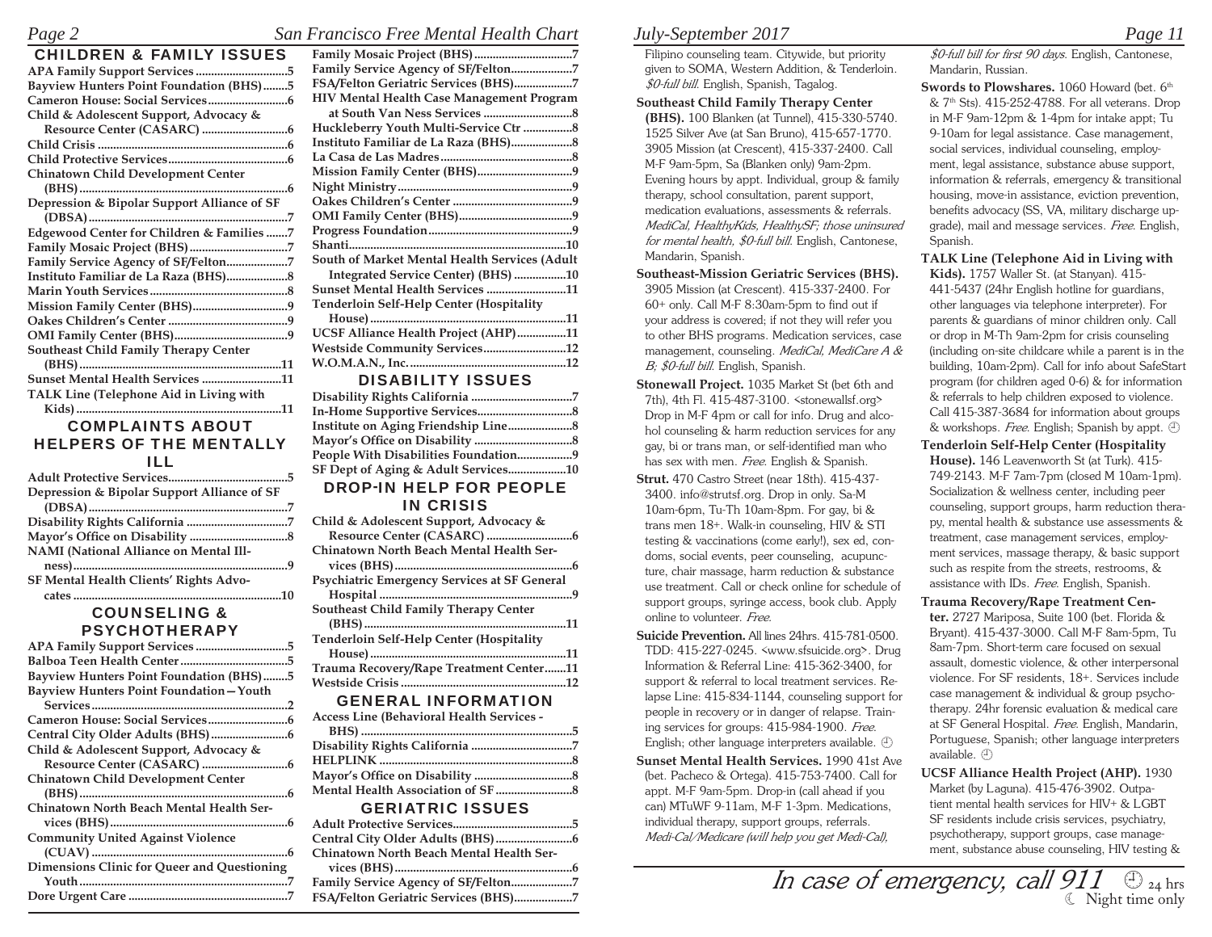## CHILDREN & FAMILY ISSUES

**APA Family Support Services**..............................5
**Bayview Hunters Point Foundation (BHS)**........5
**Cameron House: Social Services**..........................6
**Child & Adolescent Support, Advocacy & Resource Center (CASARC)**............................6
**Child Crisis**.............................................................6
**Child Protective Services**......................................6
**Chinatown Child Development Center (BHS)**...................................................................6
**Depression & Bipolar Support Alliance of SF (DBSA)**.................................................................7
**Edgewood Center for Children & Families**.......7
**Family Mosaic Project (BHS)**................................7
**Family Service Agency of SF/Felton**....................7
**Instituto Familiar de La Raza (BHS)**....................8
**Marin Youth Services**............................................8
**Mission Family Center (BHS)**..............................9
**Oakes Children's Center**.......................................9
**OMI Family Center (BHS)**....................................9
**Southeast Child Family Therapy Center (BHS)**.................................................................11
**Sunset Mental Health Services**..........................11
**TALK Line (Telephone Aid in Living with Kids)**..................................................................11

## COMPLAINTS ABOUT HELPERS OF THE MENTALLY ILL

**Adult Protective Services**......................................5
**Depression & Bipolar Support Alliance of SF (DBSA)**.................................................................7
**Disability Rights California**.................................7
**Mayor's Office on Disability**................................8
**NAMI (National Alliance on Mental Illness)**.....................................................................9
**SF Mental Health Clients' Rights Advocates**...................................................................10

## COUNSELING & PSYCHOTHERAPY

**APA Family Support Services**..............................5
**Balboa Teen Health Center**...................................5
**Bayview Hunters Point Foundation (BHS)**........5
**Bayview Hunters Point Foundation—Youth Services**...............................................................2
**Cameron House: Social Services**..........................6
**Central City Older Adults (BHS)**.........................6
**Child & Adolescent Support, Advocacy & Resource Center (CASARC)**............................6
**Chinatown Child Development Center (BHS)**...................................................................6
**Chinatown North Beach Mental Health Services (BHS)**.........................................................6
**Community United Against Violence (CUAV)**................................................................6
**Dimensions Clinic for Queer and Questioning Youth**...................................................................7
**Dore Urgent Care**...................................................7
**Family Mosaic Project (BHS)**................................7
**Family Service Agency of SF/Felton**....................7
**FSA/Felton Geriatric Services (BHS)**...................7
**HIV Mental Health Case Management Program at South Van Ness Services**............................8
**Huckleberry Youth Multi-Service Ctr**................8
**Instituto Familiar de La Raza (BHS)**....................8
**La Casa de Las Madres**..........................................8
**Mission Family Center (BHS)**..............................9
**Night Ministry**........................................................9
**Oakes Children's Center**.......................................9
**OMI Family Center (BHS)**....................................9
**Progress Foundation**..............................................9
**Shanti**......................................................................10
**South of Market Mental Health Services (Adult Integrated Service Center) (BHS)**.................10
**Sunset Mental Health Services**..........................11
**Tenderloin Self-Help Center (Hospitality House)**...............................................................11
**UCSF Alliance Health Project (AHP)**................11
**Westside Community Services**..........................12
**W.O.M.A.N., Inc.**...................................................12

## DISABILITY ISSUES

**Disability Rights California**.................................7
**In-Home Supportive Services**..............................8
**Institute on Aging Friendship Line**.....................8
**Mayor's Office on Disability**................................8
**People With Disabilities Foundation**..................9
**SF Dept of Aging & Adult Services**...................10

## DROP-IN HELP FOR PEOPLE IN CRISIS

**Child & Adolescent Support, Advocacy & Resource Center (CASARC)**............................6
**Chinatown North Beach Mental Health Services (BHS)**.........................................................6
**Psychiatric Emergency Services at SF General Hospital**..............................................................9
**Southeast Child Family Therapy Center (BHS)**.................................................................11
**Tenderloin Self-Help Center (Hospitality House)**...............................................................11
**Trauma Recovery/Rape Treatment Center**.......11
**Westside Crisis**.....................................................12

## GENERAL INFORMATION

**Access Line (Behavioral Health Services - BHS)**.....................................................................5
**Disability Rights California**.................................7
**HELPLINK**..............................................................8
**Mayor's Office on Disability**................................8
**Mental Health Association of SF**........................8

## GERIATRIC ISSUES

**Adult Protective Services**......................................5
**Central City Older Adults (BHS)**.........................6
**Chinatown North Beach Mental Health Services (BHS)**.........................................................6
**Family Service Agency of SF/Felton**....................7
**FSA/Felton Geriatric Services (BHS)**...................7

Filipino counseling team. Citywide, but priority given to SOMA, Western Addition, & Tenderloin. *$0-full bill*. English, Spanish, Tagalog.

**Southeast Child Family Therapy Center (BHS).** 100 Blanken (at Tunnel), 415-330-5740. 1525 Silver Ave (at San Bruno), 415-657-1770. 3905 Mission (at Crescent), 415-337-2400. Call M-F 9am-5pm, Sa (Blanken only) 9am-2pm. Evening hours by appt. Individual, group & family therapy, school consultation, parent support, medication evaluations, assessments & referrals. *MediCal, HealthyKids, HealthySF; those uninsured for mental health, $0-full bill*. English, Cantonese, Mandarin, Spanish.

**Southeast-Mission Geriatric Services (BHS).** 3905 Mission (at Crescent). 415-337-2400. For 60+ only. Call M-F 8:30am-5pm to find out if your address is covered; if not they will refer you to other BHS programs. Medication services, case management, counseling. *MediCal, MediCare A & B; $0-full bill*. English, Spanish.

**Stonewall Project.** 1035 Market St (bet 6th and 7th), 4th Fl. 415-487-3100. <stonewallsf.org> Drop in M-F 4pm or call for info. Drug and alcohol counseling & harm reduction services for any gay, bi or trans man, or self-identified man who has sex with men. *Free*. English & Spanish.

**Strut.** 470 Castro Street (near 18th). 415-437-3400. info@strutsf.org. Drop in only. Sa-M 10am-6pm, Tu-Th 10am-8pm. For gay, bi & trans men 18+. Walk-in counseling, HIV & STI testing & vaccinations (come early!), sex ed, condoms, social events, peer counseling, acupuncture, chair massage, harm reduction & substance use treatment. Call or check online for schedule of support groups, syringe access, book club. Apply online to volunteer. *Free*.

**Suicide Prevention.** All lines 24hrs. 415-781-0500. TDD: 415-227-0245. <www.sfsuicide.org>. Drug Information & Referral Line: 415-362-3400, for support & referral to local treatment services. Relapse Line: 415-834-1144, counseling support for people in recovery or in danger of relapse. Training services for groups: 415-984-1900. *Free*. English; other language interpreters available. ⌚

**Sunset Mental Health Services.** 1990 41st Ave (bet. Pacheco & Ortega). 415-753-7400. Call for appt. M-F 9am-5pm. Drop-in (call ahead if you can) MTuWF 9-11am, M-F 1-3pm. Medications, individual therapy, support groups, referrals. *Medi-Cal/Medicare (will help you get Medi-Cal), $0-full bill for first 90 days*. English, Cantonese, Mandarin, Russian.

**Swords to Plowshares.** 1060 Howard (bet. 6th & 7th Sts). 415-252-4788. For all veterans. Drop in M-F 9am-12pm & 1-4pm for intake appt; Tu 9-10am for legal assistance. Case management, social services, individual counseling, employment, legal assistance, substance abuse support, information & referrals, emergency & transitional housing, move-in assistance, eviction prevention, benefits advocacy (SS, VA, military discharge upgrade), mail and message services. *Free*. English, Spanish.

**TALK Line (Telephone Aid in Living with Kids).** 1757 Waller St. (at Stanyan). 415-441-5437 (24hr English hotline for guardians, other languages via telephone interpreter). For parents & guardians of minor children only. Call or drop in M-Th 9am-2pm for crisis counseling (including on-site childcare while a parent is in the building, 10am-2pm). Call for info about SafeStart program (for children aged 0-6) & for information & referrals to help children exposed to violence. Call 415-387-3684 for information about groups & workshops. *Free*. English; Spanish by appt. ⌚

**Tenderloin Self-Help Center (Hospitality House).** 146 Leavenworth St (at Turk). 415-749-2143. M-F 7am-7pm (closed M 10am-1pm). Socialization & wellness center, including peer counseling, support groups, harm reduction therapy, mental health & substance use assessments & treatment, case management services, employment services, massage therapy, & basic support such as respite from the streets, restrooms, & assistance with IDs. *Free*. English, Spanish.

**Trauma Recovery/Rape Treatment Center.** 2727 Mariposa, Suite 100 (bet. Florida & Bryant). 415-437-3000. Call M-F 8am-5pm, Tu 8am-7pm. Short-term care focused on sexual assault, domestic violence, & other interpersonal violence. For SF residents, 18+. Services include case management & individual & group psychotherapy. 24hr forensic evaluation & medical care at SF General Hospital. *Free*. English, Mandarin, Portuguese, Spanish; other language interpreters available. ⌚

**UCSF Alliance Health Project (AHP).** 1930 Market (by Laguna). 415-476-3902. Outpatient mental health services for HIV+ & LGBT SF residents include crisis services, psychiatry, psychotherapy, support groups, case management, substance abuse counseling, HIV testing &

*In case of emergency, call 911* ⌚ 24 hrs ☾ Night time only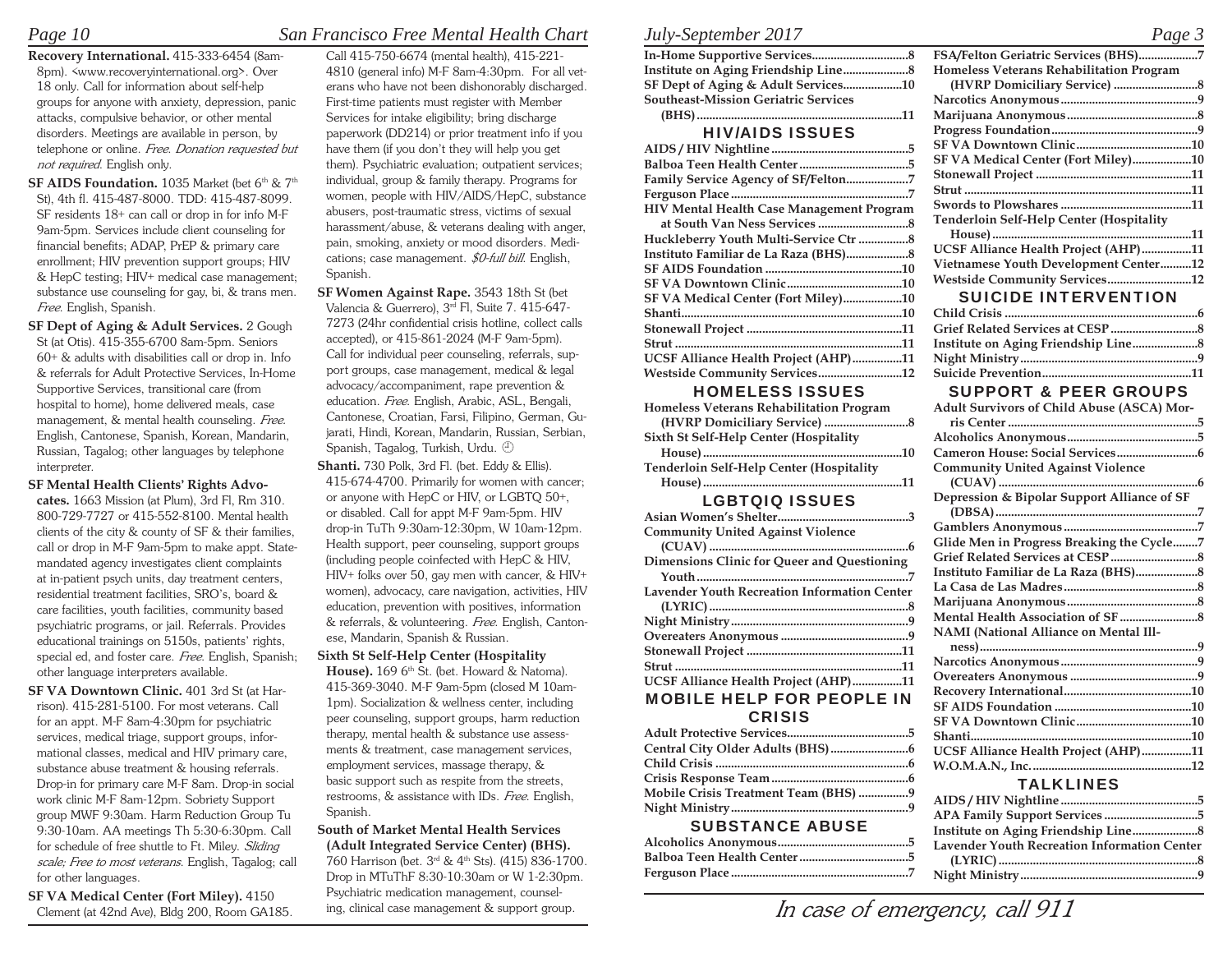**Recovery International.** 415-333-6454 (8am-8pm). <www.recoveryinternational.org>. Over 18 only. Call for information about self-help groups for anyone with anxiety, depression, panic attacks, compulsive behavior, or other mental disorders. Meetings are available in person, by telephone or online. *Free. Donation requested but not required.* English only.

**SF AIDS Foundation.** 1035 Market (bet 6th & 7th St), 4th fl. 415-487-8000. TDD: 415-487-8099. SF residents 18+ can call or drop in for info M-F 9am-5pm. Services include client counseling for financial benefits; ADAP, PrEP & primary care enrollment; HIV prevention support groups; HIV & HepC testing; HIV+ medical case management; substance use counseling for gay, bi, & trans men. *Free.* English, Spanish.

**SF Dept of Aging & Adult Services.** 2 Gough St (at Otis). 415-355-6700 8am-5pm. Seniors 60+ & adults with disabilities call or drop in. Info & referrals for Adult Protective Services, In-Home Supportive Services, transitional care (from hospital to home), home delivered meals, case management, & mental health counseling. *Free.* English, Cantonese, Spanish, Korean, Mandarin, Russian, Tagalog; other languages by telephone interpreter.

**SF Mental Health Clients' Rights Advocates.** 1663 Mission (at Plum), 3rd Fl, Rm 310. 800-729-7727 or 415-552-8100. Mental health clients of the city & county of SF & their families, call or drop in M-F 9am-5pm to make appt. State-mandated agency investigates client complaints at in-patient psych units, day treatment centers, residential treatment facilities, SRO's, board & care facilities, youth facilities, community based psychiatric programs, or jail. Referrals. Provides educational trainings on 5150s, patients' rights, special ed, and foster care. *Free.* English, Spanish; other language interpreters available.

**SF VA Downtown Clinic.** 401 3rd St (at Harrison). 415-281-5100. For most veterans. Call for an appt. M-F 8am-4:30pm for psychiatric services, medical triage, support groups, informational classes, medical and HIV primary care, substance abuse treatment & housing referrals. Drop-in for primary care M-F 8am. Drop-in social work clinic M-F 8am-12pm. Sobriety Support group MWF 9:30am. Harm Reduction Group Tu 9:30-10am. AA meetings Th 5:30-6:30pm. Call for schedule of free shuttle to Ft. Miley. *Sliding scale; Free to most veterans.* English, Tagalog; call for other languages.

**SF VA Medical Center (Fort Miley).** 4150 Clement (at 42nd Ave), Bldg 200, Room GA185. Call 415-750-6674 (mental health), 415-221-4810 (general info) M-F 8am-4:30pm. For all veterans who have not been dishonorably discharged. First-time patients must register with Member Services for intake eligibility; bring discharge paperwork (DD214) or prior treatment info if you have them (if you don't they will help you get them). Psychiatric evaluation; outpatient services; individual, group & family therapy. Programs for women, people with HIV/AIDS/HepC, substance abusers, post-traumatic stress, victims of sexual harassment/abuse, & veterans dealing with anger, pain, smoking, anxiety or mood disorders. Medications; case management. *$0-full bill.* English, Spanish.

**SF Women Against Rape.** 3543 18th St (bet Valencia & Guerrero), 3rd Fl, Suite 7. 415-647-7273 (24hr confidential crisis hotline, collect calls accepted), or 415-861-2024 (M-F 9am-5pm). Call for individual peer counseling, referrals, support groups, case management, medical & legal advocacy/accompaniment, rape prevention & education. *Free.* English, Arabic, ASL, Bengali, Cantonese, Croatian, Farsi, Filipino, German, Gujarati, Hindi, Korean, Mandarin, Russian, Serbian, Spanish, Tagalog, Turkish, Urdu. ⌚

**Shanti.** 730 Polk, 3rd Fl. (bet. Eddy & Ellis). 415-674-4700. Primarily for women with cancer; or anyone with HepC or HIV, or LGBTQ 50+, or disabled. Call for appt M-F 9am-5pm. HIV drop-in TuTh 9:30am-12:30pm, W 10am-12pm. Health support, peer counseling, support groups (including people coinfected with HepC & HIV, HIV+ folks over 50, gay men with cancer, & HIV+ women), advocacy, care navigation, activities, HIV education, prevention with positives, information & referrals, & volunteering. *Free.* English, Cantonese, Mandarin, Spanish & Russian.

**Sixth St Self-Help Center (Hospitality House).** 169 6th St. (bet. Howard & Natoma). 415-369-3040. M-F 9am-5pm (closed M 10am-1pm). Socialization & wellness center, including peer counseling, support groups, harm reduction therapy, mental health & substance use assessments & treatment, case management services, employment services, massage therapy, & basic support such as respite from the streets, restrooms, & assistance with IDs. *Free.* English, Spanish.

**South of Market Mental Health Services (Adult Integrated Service Center) (BHS).** 760 Harrison (bet. 3rd & 4th Sts). (415) 836-1700. Drop in MTuThF 8:30-10:30am or W 1-2:30pm. Psychiatric medication management, counseling, clinical case management & support group.

---

In-Home Supportive Services....8
Institute on Aging Friendship Line....8
SF Dept of Aging & Adult Services....10
Southeast-Mission Geriatric Services (BHS)....11

## HIV/AIDS ISSUES

AIDS / HIV Nightline....5
Balboa Teen Health Center....5
Family Service Agency of SF/Felton....7
Ferguson Place....7
HIV Mental Health Case Management Program at South Van Ness Services....8
Huckleberry Youth Multi-Service Ctr....8
Instituto Familiar de La Raza (BHS)....8
SF AIDS Foundation....10
SF VA Downtown Clinic....10
SF VA Medical Center (Fort Miley)....10
Shanti....10
Stonewall Project....11
Strut....11
UCSF Alliance Health Project (AHP)....11
Westside Community Services....12

## HOMELESS ISSUES

Homeless Veterans Rehabilitation Program (HVRP Domiciliary Service)....8
Sixth St Self-Help Center (Hospitality House)....10
Tenderloin Self-Help Center (Hospitality House)....11

## LGBTQIQ ISSUES

Asian Women's Shelter....3
Community United Against Violence (CUAV)....6
Dimensions Clinic for Queer and Questioning Youth....7
Lavender Youth Recreation Information Center (LYRIC)....8
Night Ministry....9
Overeaters Anonymous....9
Stonewall Project....11
Strut....11
UCSF Alliance Health Project (AHP)....11

## MOBILE HELP FOR PEOPLE IN CRISIS

Adult Protective Services....5
Central City Older Adults (BHS)....6
Child Crisis....6
Crisis Response Team....6
Mobile Crisis Treatment Team (BHS)....9
Night Ministry....9

## SUBSTANCE ABUSE

Alcoholics Anonymous....5
Balboa Teen Health Center....5
Ferguson Place....7
FSA/Felton Geriatric Services (BHS)....7
Homeless Veterans Rehabilitation Program (HVRP Domiciliary Service)....8
Narcotics Anonymous....9
Marijuana Anonymous....8
Progress Foundation....9
SF VA Downtown Clinic....10
SF VA Medical Center (Fort Miley)....10
Stonewall Project....11
Strut....11
Swords to Plowshares....11
Tenderloin Self-Help Center (Hospitality House)....11
UCSF Alliance Health Project (AHP)....11
Vietnamese Youth Development Center....12
Westside Community Services....12

## SUICIDE INTERVENTION

Child Crisis....6
Grief Related Services at CESP....8
Institute on Aging Friendship Line....8
Night Ministry....9
Suicide Prevention....11

## SUPPORT & PEER GROUPS

Adult Survivors of Child Abuse (ASCA) Morris Center....5
Alcoholics Anonymous....5
Cameron House: Social Services....6
Community United Against Violence (CUAV)....6
Depression & Bipolar Support Alliance of SF (DBSA)....7
Gamblers Anonymous....7
Glide Men in Progress Breaking the Cycle....7
Grief Related Services at CESP....8
Instituto Familiar de La Raza (BHS)....8
La Casa de Las Madres....8
Marijuana Anonymous....8
Mental Health Association of SF....8
NAMI (National Alliance on Mental Illness)....9
Narcotics Anonymous....9
Overeaters Anonymous....9
Recovery International....10
SF AIDS Foundation....10
SF VA Downtown Clinic....10
Shanti....10
UCSF Alliance Health Project (AHP)....11
W.O.M.A.N., Inc....12

## TALKLINES

AIDS / HIV Nightline....5
APA Family Support Services....5
Institute on Aging Friendship Line....8
Lavender Youth Recreation Information Center (LYRIC)....8
Night Ministry....9

*In case of emergency, call 911*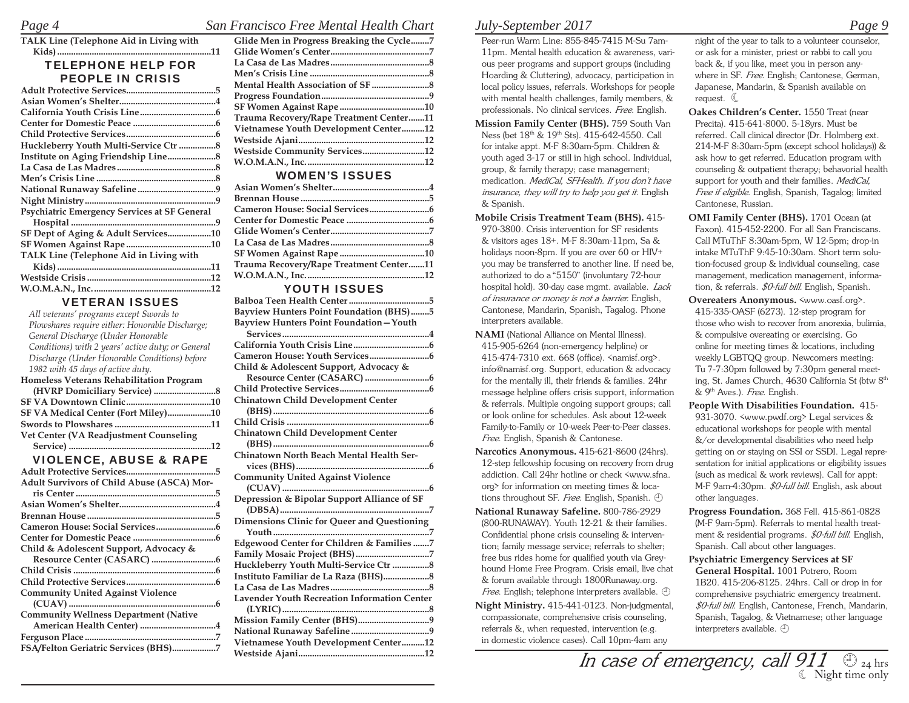**TALK Line (Telephone Aid in Living with Kids)** ........11

## TELEPHONE HELP FOR PEOPLE IN CRISIS

**Adult Protective Services** ........5
**Asian Women's Shelter** ........4
**California Youth Crisis Line** ........6
**Center for Domestic Peace** ........6
**Child Protective Services** ........6
**Huckleberry Youth Multi-Service Ctr** ........8
**Institute on Aging Friendship Line** ........8
**La Casa de Las Madres** ........8
**Men's Crisis Line** ........8
**National Runaway Safeline** ........9
**Night Ministry** ........9
**Psychiatric Emergency Services at SF General Hospital** ........9
**SF Dept of Aging & Adult Services** ........10
**SF Women Against Rape** ........10
**TALK Line (Telephone Aid in Living with Kids)** ........11
**Westside Crisis** ........12
**W.O.M.A.N., Inc.** ........12

## VETERAN ISSUES

*All veterans' programs except Swords to Plowshares require either: Honorable Discharge; General Discharge (Under Honorable Conditions) with 2 years' active duty; or General Discharge (Under Honorable Conditions) before 1982 with 45 days of active duty.*

**Homeless Veterans Rehabilitation Program (HVRP Domiciliary Service)** ........8
**SF VA Downtown Clinic** ........10
**SF VA Medical Center (Fort Miley)** ........10
**Swords to Plowshares** ........11
**Vet Center (VA Readjustment Counseling Service)** ........12

## VIOLENCE, ABUSE & RAPE

**Adult Protective Services** ........5
**Adult Survivors of Child Abuse (ASCA) Morris Center** ........5
**Asian Women's Shelter** ........4
**Brennan House** ........5
**Cameron House: Social Services** ........6
**Center for Domestic Peace** ........6
**Child & Adolescent Support, Advocacy & Resource Center (CASARC)** ........6
**Child Crisis** ........6
**Child Protective Services** ........6
**Community United Against Violence (CUAV)** ........6
**Community Wellness Department (Native American Health Center)** ........4
**Ferguson Place** ........7
**FSA/Felton Geriatric Services (BHS)** ........7
**Glide Men in Progress Breaking the Cycle** ........7
**Glide Women's Center** ........7
**La Casa de Las Madres** ........8
**Men's Crisis Line** ........8
**Mental Health Association of SF** ........8
**Progress Foundation** ........9
**SF Women Against Rape** ........10
**Trauma Recovery/Rape Treatment Center** ........11
**Vietnamese Youth Development Center** ........12
**Westside Ajani** ........12
**Westside Community Services** ........12
**W.O.M.A.N., Inc.** ........12

## WOMEN'S ISSUES

**Asian Women's Shelter** ........4
**Brennan House** ........5
**Cameron House: Social Services** ........6
**Center for Domestic Peace** ........6
**Glide Women's Center** ........7
**La Casa de Las Madres** ........8
**SF Women Against Rape** ........10
**Trauma Recovery/Rape Treatment Center** ........11
**W.O.M.A.N., Inc.** ........12

## YOUTH ISSUES

**Balboa Teen Health Center** ........5
**Bayview Hunters Point Foundation (BHS)** ........5
**Bayview Hunters Point Foundation—Youth Services** ........4
**California Youth Crisis Line** ........6
**Cameron House: Youth Services** ........6
**Child & Adolescent Support, Advocacy & Resource Center (CASARC)** ........6
**Child Protective Services** ........6
**Chinatown Child Development Center (BHS)** ........6
**Child Crisis** ........6
**Chinatown Child Development Center (BHS)** ........6
**Chinatown North Beach Mental Health Services (BHS)** ........6
**Community United Against Violence (CUAV)** ........6
**Depression & Bipolar Support Alliance of SF (DBSA)** ........7
**Dimensions Clinic for Queer and Questioning Youth** ........7
**Edgewood Center for Children & Families** ........7
**Family Mosaic Project (BHS)** ........7
**Huckleberry Youth Multi-Service Ctr** ........8
**Instituto Familiar de La Raza (BHS)** ........8
**La Casa de Las Madres** ........8
**Lavender Youth Recreation Information Center (LYRIC)** ........8
**Mission Family Center (BHS)** ........9
**National Runaway Safeline** ........9
**Vietnamese Youth Development Center** ........12
**Westside Ajani** ........12

---

Peer-run Warm Line: 855-845-7415 M-Su 7am-11pm. Mental health education & awareness, various peer programs and support groups (including Hoarding & Cluttering), advocacy, participation in local policy issues, referrals. Workshops for people with mental health challenges, family members, & professionals. No clinical services. *Free*. English.

**Mission Family Center (BHS).** 759 South Van Ness (bet 18th & 19th Sts). 415-642-4550. Call for intake appt. M-F 8:30am-5pm. Children & youth aged 3-17 or still in high school. Individual, group, & family therapy; case management; medication. *MediCal, SFHealth. If you don't have insurance, they will try to help you get it.* English & Spanish.

**Mobile Crisis Treatment Team (BHS).** 415-970-3800. Crisis intervention for SF residents & visitors ages 18+. M-F 8:30am-11pm, Sa & holidays noon-8pm. If you are over 60 or HIV+ you may be transferred to another line. If need be, authorized to do a "5150" (involuntary 72-hour hospital hold). 30-day case mgmt. available. *Lack of insurance or money is not a barrier.* English, Cantonese, Mandarin, Spanish, Tagalog. Phone interpreters available.

**NAMI** (National Alliance on Mental Illness). 415-905-6264 (non-emergency helpline) or 415-474-7310 ext. 668 (office). <namisf.org>. info@namisf.org. Support, education & advocacy for the mentally ill, their friends & families. 24hr message helpline offers crisis support, information & referrals. Multiple ongoing support groups; call or look online for schedules. Ask about 12-week Family-to-Family or 10-week Peer-to-Peer classes. *Free*. English, Spanish & Cantonese.

**Narcotics Anonymous.** 415-621-8600 (24hrs). 12-step fellowship focusing on recovery from drug addiction. Call 24hr hotline or check <www.sfna.org> for information on meeting times & locations throughout SF. *Free*. English, Spanish. 🕘

**National Runaway Safeline.** 800-786-2929 (800-RUNAWAY). Youth 12-21 & their families. Confidential phone crisis counseling & intervention; family message service; referrals to shelter; free bus rides home for qualified youth via Greyhound Home Free Program. Crisis email, live chat & forum available through 1800Runaway.org. *Free*. English; telephone interpreters available. 🕘

**Night Ministry.** 415-441-0123. Non-judgmental, compassionate, comprehensive crisis counseling, referrals &, when requested, intervention (e.g. in domestic violence cases). Call 10pm-4am any night of the year to talk to a volunteer counselor, or ask for a minister, priest or rabbi to call you back &, if you like, meet you in person anywhere in SF. *Free*. English; Cantonese, German, Japanese, Mandarin, & Spanish available on request. ☾

**Oakes Children's Center.** 1550 Treat (near Precita). 415-641-8000. 5-18yrs. Must be referred. Call clinical director (Dr. Holmberg ext. 214-M-F 8:30am-5pm (except school holidays)) & ask how to get referred. Education program with counseling & outpatient therapy; behavorial health support for youth and their families. *MediCal, Free if eligible*. English, Spanish, Tagalog; limited Cantonese, Russian.

**OMI Family Center (BHS).** 1701 Ocean (at Faxon). 415-452-2200. For all San Franciscans. Call MTuThF 8:30am-5pm, W 12-5pm; drop-in intake MTuThF 9:45-10:30am. Short term solution-focused group & individual counseling, case management, medication management, information, & referrals. *$0-full bill*. English, Spanish.

**Overeaters Anonymous.** <www.oasf.org>. 415-335-OASF (6273). 12-step program for those who wish to recover from anorexia, bulimia, & compulsive overeating or exercising. Go online for meeting times & locations, including weekly LGBTQQ group. Newcomers meeting: Tu 7-7:30pm followed by 7:30pm general meeting, St. James Church, 4630 California St (btw 8th & 9th Aves.). *Free*. English.

**People With Disabilities Foundation.** 415-931-3070. <www.pwdf.org> Legal services & educational workshops for people with mental &/or developmental disabilities who need help getting on or staying on SSI or SSDI. Legal representation for initial applications or eligibility issues (such as medical & work reviews). Call for appt: M-F 9am-4:30pm. *$0-full bill*. English, ask about other languages.

**Progress Foundation.** 368 Fell. 415-861-0828 (M-F 9am-5pm). Referrals to mental health treatment & residential programs. *$0-full bill*. English, Spanish. Call about other languages.

**Psychiatric Emergency Services at SF General Hospital.** 1001 Potrero, Room 1B20. 415-206-8125. 24hrs. Call or drop in for comprehensive psychiatric emergency treatment. *$0-full bill*. English, Cantonese, French, Mandarin, Spanish, Tagalog, & Vietnamese; other language interpreters available. 🕘

*In case of emergency, call 911*

🕘 24 hrs
☾ Night time only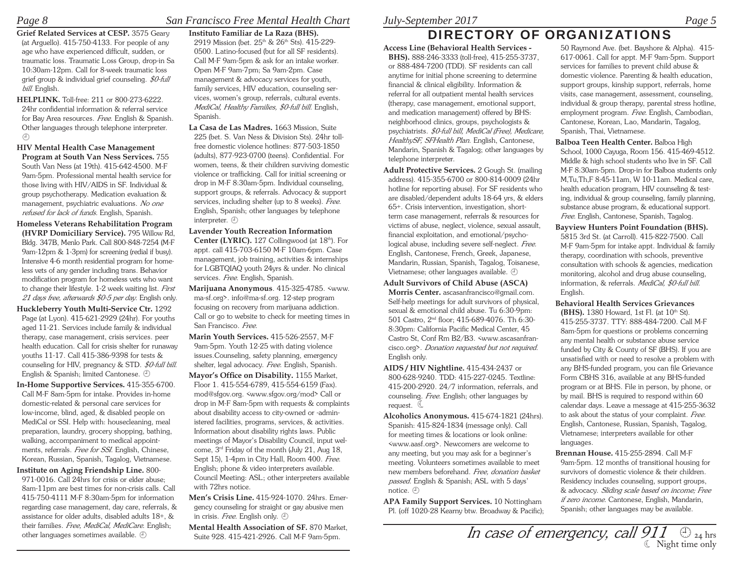**Grief Related Services at CESP.** 3575 Geary (at Arguello). 415-750-4133. For people of any age who have experienced difficult, sudden, or traumatic loss. Traumatic Loss Group, drop-in Sa 10:30am-12pm. Call for 8-week traumatic loss grief group & individual grief counseling. *$0-full bill.* English.

**HELPLINK.** Toll-free: 211 or 800-273-6222. 24hr confidential information & referral service for Bay Area resources. *Free.* English & Spanish. Other languages through telephone interpreter. 🕘

**HIV Mental Health Case Management Program at South Van Ness Services.** 755 South Van Ness (at 19th). 415-642-4500. M-F 9am-5pm. Professional mental health service for those living with HIV/AIDS in SF. Individual & group psychotherapy. Medication evaluation & management, psychiatric evaluations. *No one refused for lack of funds.* English, Spanish.

**Homeless Veterans Rehabilitation Program (HVRP Domiciliary Service).** 795 Willow Rd, Bldg. 347B, Menlo Park. Call 800-848-7254 (M-F 9am-12pm & 1-3pm) for screening (redial if busy). Intensive 4-6 month residential program for homeless vets of any gender including trans. Behavior modification program for homeless vets who want to change their lifestyle. 1-2 week waiting list. *First 21 days free, afterwards $0-5 per day.* English only.

**Huckleberry Youth Multi-Service Ctr.** 1292 Page (at Lyon). 415-621-2929 (24hr). For youths aged 11-21. Services include family & individual therapy, case management, crisis services. peer health education. Call for crisis shelter for runaway youths 11-17. Call 415-386-9398 for tests & counseling for HIV, pregnancy & STD. *$0-full bill.* English & Spanish; limited Cantonese. 🕘

**In-Home Supportive Services.** 415-355-6700. Call M-F 8am-5pm for intake. Provides in-home domestic-related & personal care services for low-income, blind, aged, & disabled people on MediCal or SSI. Help with: housecleaning, meal preparation, laundry, grocery shopping, bathing, walking, accompaniment to medical appointments, referrals. *Free for SSI.* English, Chinese, Korean, Russian, Spanish, Tagalog, Vietnamese.

**Institute on Aging Friendship Line.** 800-971-0016. Call 24hrs for crisis or elder abuse; 8am-11pm are best times for non-crisis calls. Call 415-750-4111 M-F 8:30am-5pm for information regarding case management, day care, referrals, & assistance for older adults, disabled adults 18+, & their families. *Free, MediCal, MediCare.* English; other languages sometimes available. 🕘

**Instituto Familiar de La Raza (BHS).** 2919 Mission (bet. 25th & 26th Sts). 415-229-0500. Latino-focused (but for all SF residents). Call M-F 9am-5pm & ask for an intake worker. Open M-F 9am-7pm; Sa 9am-2pm. Case management & advocacy services for youth, family services, HIV education, counseling services, women's group, referrals, cultural events. *MediCal, Healthy Families, $0-full bill.* English, Spanish.

**La Casa de Las Madres.** 1663 Mission, Suite 225 (bet. S. Van Ness & Division Sts). 24hr toll-free domestic violence hotlines: 877-503-1850 (adults), 877-923-0700 (teens). Confidential. For women, teens, & their children surviving domestic violence or trafficking. Call for initial screening or drop in M-F 8:30am-5pm. Individual counseling, support groups, & referrals. Advocacy & support services, including shelter (up to 8 weeks). *Free.* English, Spanish; other languages by telephone interpreter. 🕘

**Lavender Youth Recreation Information Center (LYRIC).** 127 Collingwood (at 18th). For appt. call 415-703-6150 M-F 10am-6pm. Case management, job training, activities & internships for LGBTQIAQ youth 24yrs & under. No clinical services. *Free.* English, Spanish.

**Marijuana Anonymous**. 415-325-4785. <www.ma-sf.org>. info@ma-sf.org. 12-step program focusing on recovery from marijuana addiction. Call or go to website to check for meeting times in San Francisco. *Free.*

**Marin Youth Services.** 415-526-2557, M-F 9am-5pm. Youth 12-25 with dating violence issues.Counseling, safety planning, emergency shelter, legal advocacy. *Free.* English, Spanish.

**Mayor's Office on Disability.** 1155 Market, Floor 1. 415-554-6789, 415-554-6159 (Fax). mod@sfgov.org. <www.sfgov.org/mod> Call or drop in M-F 8am-5pm with requests & complaints about disability access to city-owned or -administered facilities, programs, services, & activities. Information about disability rights laws. Public meetings of Mayor's Disability Council, input welcome, 3rd Friday of the month (July 21, Aug 18, Sept 15), 1-4pm in City Hall, Room 400. *Free.* English; phone & video interpreters available. Council Meeting: ASL; other interpreters available with 72hrs notice.

**Men's Crisis Line.** 415-924-1070. 24hrs. Emergency counseling for straight or gay abusive men in crisis. *Free.* English only. 🕘

**Mental Health Association of SF.** 870 Market, Suite 928. 415-421-2926. Call M-F 9am-5pm.

# DIRECTORY OF ORGANIZATIONS

**Access Line (Behavioral Health Services - BHS).** 888-246-3333 (toll-free), 415-255-3737, or 888-484-7200 (TDD). SF residents can call anytime for initial phone screening to determine financial & clinical eligibility. Information & referral for all outpatient mental health services (therapy, case management, emotional support, and medication management) offered by BHS: neighborhood clinics, groups, psychologists & psychiatrists. *$0-full bill, MediCal (Free), Medicare, HealthySF, SFHealth Plan.* English, Cantonese, Mandarin, Spanish & Tagalog; other languages by telephone interpreter.

**Adult Protective Services.** 2 Gough St. (mailing address). 415-355-6700 or 800-814-0009 (24hr hotline for reporting abuse). For SF residents who are disabled/dependent adults 18-64 yrs, & elders 65+. Crisis intervention, investigation, short-term case management, referrals & resources for victims of abuse, neglect, violence, sexual assault, financial exploitation, and emotional/psychological abuse, including severe self-neglect. *Free.* English, Cantonese, French, Greek, Japanese, Mandarin, Russian, Spanish, Tagalog, Toisanese, Vietnamese; other languages available. 🕘

**Adult Survivors of Child Abuse (ASCA) Morris Center.** ascasanfrancisco@gmail.com. Self-help meetings for adult survivors of physical, sexual & emotional child abuse. Tu 6:30-9pm: 501 Castro, 2nd floor; 415-689-4076. Th 6:30-8:30pm: California Pacific Medical Center, 45 Castro St, Conf Rm B2/B3. <www.ascasanfrancisco.org>. *Donation requested but not required.* English only.

**AIDS / HIV Nightline.** 415-434-2437 or 800-628-9240. TDD: 415-227-0245. Textline: 415-200-2920. 24/7 information, referrals, and counseling. *Free.* English; other languages by request. ☾

**Alcoholics Anonymous.** 415-674-1821 (24hrs). Spanish: 415-824-1834 (message only). Call for meeting times & locations or look online: <www.aasf.org>. Newcomers are welcome to any meeting, but you may ask for a beginner's meeting. Volunteers sometimes available to meet new members beforehand. *Free, donation basket passed.* English & Spanish; ASL with 5 days' notice. 🕘

**APA Family Support Services.** 10 Nottingham Pl. (off 1020-28 Kearny btw. Broadway & Pacific); 50 Raymond Ave. (bet. Bayshore & Alpha). 415-617-0061. Call for appt. M-F 9am-5pm. Support services for families to prevent child abuse & domestic violence. Parenting & health education, support groups, kinship support, referrals, home visits, case management, assessment, counseling, individual & group therapy, parental stress hotline, employment program. *Free.* English, Cambodian, Cantonese, Korean, Lao, Mandarin, Tagalog, Spanish, Thai, Vietnamese.

**Balboa Teen Health Center.** Balboa High School, 1000 Cayuga, Room 156. 415-469-4512. Middle & high school students who live in SF. Call M-F 8:30am-5pm. Drop-in for Balboa students only M,Tu,Th,F 8:45-11am, W 10-11am. Medical care, health education program, HIV counseling & testing, individual & group counseling, family planning, substance abuse program, & educational support. *Free.* English, Cantonese, Spanish, Tagalog.

**Bayview Hunters Point Foundation (BHS).** 5815 3rd St. (at Carroll). 415-822-7500. Call M-F 9am-5pm for intake appt. Individual & family therapy, coordination with schools, preventive consultation with schools & agencies, medication monitoring, alcohol and drug abuse counseling, information, & referrals. *MediCal, $0-full bill.* English.

**Behavioral Health Services Grievances (BHS).** 1380 Howard, 1st Fl. (at 10th St). 415-255-3737. TTY: 888-484-7200. Call M-F 8am-5pm for questions or problems concerning any mental health or substance abuse service funded by City & County of SF (BHS). If you are unsatisfied with or need to resolve a problem with any BHS-funded program, you can file Grievance Form CBHS 316, available at any BHS-funded program or at BHS. File in person, by phone, or by mail. BHS is required to respond within 60 calendar days. Leave a message at 415-255-3632 to ask about the status of your complaint. *Free.* English, Cantonese, Russian, Spanish, Tagalog, Vietnamese; interpreters available for other languages.

**Brennan House.** 415-255-2894. Call M-F 9am-5pm. 12 months of transitional housing for survivors of domestic violence & their children. Residency includes counseling, support groups, & advocacy. *Sliding scale based on income; Free if zero income.* Cantonese, English, Mandarin, Spanish; other languages may be available.

*In case of emergency, call 911* 🕘 24 hrs ☾ Night time only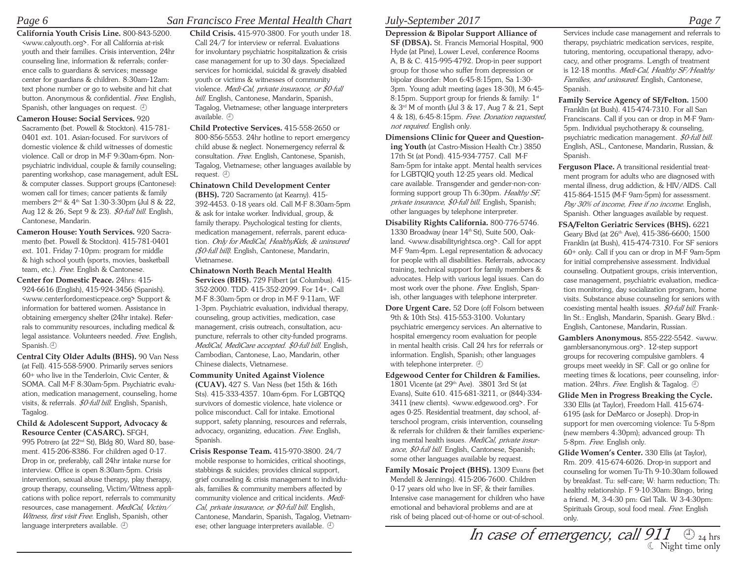**California Youth Crisis Line.** 800-843-5200. <www.calyouth.org>. For all California at-risk youth and their families. Crisis intervention, 24hr counseling line, information & referrals; conference calls to guardians & services; message center for guardians & children. 8:30am-12am: text phone number or go to website and hit chat button. Anonymous & confidential. *Free.* English, Spanish, other languages on request. 🕘

**Cameron House: Social Services.** 920 Sacramento (bet. Powell & Stockton). 415-781-0401 ext. 101. Asian-focused. For survivors of domestic violence & child witnesses of domestic violence. Call or drop in M-F 9:30am-6pm. Non-psychiatric individual, couple & family counseling; parenting workshop, case management, adult ESL & computer classes. Support groups (Cantonese): women call for times; cancer patients & family members 2nd & 4th Sat 1:30-3:30pm (Jul 8 & 22, Aug 12 & 26, Sept 9 & 23). *$0-full bill.* English, Cantonese, Mandarin.

**Cameron House: Youth Services.** 920 Sacramento (bet. Powell & Stockton). 415-781-0401 ext. 101. Friday 7-10pm: program for middle & high school youth (sports, movies, basketball team, etc.). *Free.* English & Cantonese.

**Center for Domestic Peace.** 24hrs: 415-924-6616 (English), 415-924-3456 (Spanish). <www.centerfordomesticpeace.org> Support & information for battered women. Assistance in obtaining emergency shelter (24hr intake). Referrals to community resources, including medical & legal assistance. Volunteers needed. *Free.* English, Spanish. 🕘

**Central City Older Adults (BHS).** 90 Van Ness (at Fell). 415-558-5900. Primarily serves seniors 60+ who live in the Tenderloin, Civic Center, & SOMA. Call M-F 8:30am-5pm. Psychiatric evaluation, medication management, counseling, home visits, & referrals. *$0-full bill.* English, Spanish, Tagalog.

**Child & Adolescent Support, Advocacy & Resource Center (CASARC).** SFGH, 995 Potrero (at 22nd St), Bldg 80, Ward 80, basement. 415-206-8386. For children aged 0-17. Drop in or, preferably, call 24hr intake nurse for interview. Office is open 8:30am-5pm. Crisis intervention, sexual abuse therapy, play therapy, group therapy, counseling, Victim/Witness applications with police report, referrals to community resources, case management. *MediCal, Victim/Witness, first visit Free.* English, Spanish, other language interpreters available. 🕘

**Child Crisis.** 415-970-3800. For youth under 18. Call 24/7 for interview or referral. Evaluations for involuntary psychiatric hospitalization & crisis case management for up to 30 days. Specialized services for homicidal, suicidal & gravely disabled youth or victims & witnesses of community violence. *Medi-Cal, private insurance, or $0-full bill.* English, Cantonese, Mandarin, Spanish, Tagalog, Vietnamese; other language interpreters available. 🕘

**Child Protective Services.** 415-558-2650 or 800-856-5553. 24hr hotline to report emergency child abuse & neglect. Nonemergency referral & consultation. *Free.* English, Cantonese, Spanish, Tagalog, Vietnamese; other languages available by request. 🕘

**Chinatown Child Development Center (BHS).** 720 Sacramento (at Kearny). 415-392-4453. 0-18 years old. Call M-F 8:30am-5pm & ask for intake worker. Individual, group, & family therapy. Psychological testing for clients, medication management, referrals, parent education. *Only for MediCal, HealthyKids, & uninsured ($0-full bill).* English, Cantonese, Mandarin, Vietnamese.

**Chinatown North Beach Mental Health Services (BHS).** 729 Filbert (at Columbus). 415-352-2000. TDD: 415-352-2099. For 14+. Call M-F 8:30am-5pm or drop in M-F 9-11am, WF 1-3pm. Psychiatric evaluation, individual therapy, counseling, group activities, medication, case management, crisis outreach, consultation, acupuncture, referrals to other city-funded programs. *MediCal, MediCare accepted. $0-full bill.* English, Cambodian, Cantonese, Lao, Mandarin, other Chinese dialects, Vietnamese.

**Community United Against Violence (CUAV).** 427 S. Van Ness (bet 15th & 16th Sts). 415-333-4357. 10am-6pm. For LGBTQQ survivors of domestic violence, hate violence or police misconduct. Call for intake. Emotional support, safety planning, resources and referrals, advocacy, organizing, education. *Free.* English, Spanish.

**Crisis Response Team.** 415-970-3800. 24/7 mobile response to homicides, critical shootings, stabbings & suicides; provides clinical support, grief counseling & crisis management to individuals, families & community members affected by community violence and critical incidents. *Medi-Cal, private insurance, or $0-full bill.* English, Cantonese, Mandarin, Spanish, Tagalog, Vietnamese; other language interpreters available. 🕘

**Depression & Bipolar Support Alliance of SF (DBSA).** St. Francis Memorial Hospital, 900 Hyde (at Pine), Lower Level, conference Rooms A, B & C. 415-995-4792. Drop-in peer support group for those who suffer from depression or bipolar disorder: Mon 6:45-8:15pm, Sa 1:30-3pm. Young adult meeting (ages 18-30), M 6:45-8:15pm. Support group for friends & family: 1st & 3rd M of month (Jul 3 & 17, Aug 7 & 21, Sept 4 & 18), 6:45-8:15pm. *Free. Donation requested, not required.* English only.

**Dimensions Clinic for Queer and Questioning Youth** (at Castro-Mission Health Ctr.) 3850 17th St (at Pond). 415-934-7757. Call M-F 8am-5pm for intake appt. Mental health services for LGBTQIQ youth 12-25 years old. Medical care available. Transgender and gender-non-conforming support group Th 6:30pm. *Healthy SF, private insurance, $0-full bill.* English, Spanish; other languages by telephone interpreter.

**Disability Rights California.** 800-776-5746. 1330 Broadway (near 14th St), Suite 500, Oakland. <www.disabilityrightsca.org>. Call for appt M-F 9am-4pm. Legal representation & advocacy for people with all disabilities. Referrals, advocacy training, technical support for family members & advocates. Help with various legal issues. Can do most work over the phone. *Free.* English, Spanish, other languages with telephone interpreter.

**Dore Urgent Care.** 52 Dore (off Folsom between 9th & 10th Sts). 415-553-3100. Voluntary psychiatric emergency services. An alternative to hospital emergency room evaluation for people in mental health crisis. Call 24 hrs for referrals or information. English, Spanish; other languages with telephone interpreter. 🕘

**Edgewood Center for Children & Families.** 1801 Vicente (at 29th Ave). 3801 3rd St (at Evans), Suite 610. 415-681-3211, or (844)-334-3411 (new clients). <www.edgewood.org>. For ages 0-25. Residential treatment, day school, afterschool program, crisis intervention, counseling & referrals for children & their families experiencing mental health issues. *MediCal, private insurance, $0-full bill.* English, Cantonese, Spanish; some other languages available by request.

**Family Mosaic Project (BHS).** 1309 Evans (bet Mendell & Jennings). 415-206-7600. Children 0-17 years old who live in SF, & their families. Intensive case management for children who have emotional and behavioral problems and are at risk of being placed out-of-home or out-of-school. Services include case management and referrals to therapy, psychiatric medication services, respite, tutoring, mentoring, occupational therapy, advocacy, and other programs. Length of treatment is 12-18 months. *Medi-Cal, Healthy SF/Healthy Families, and uninsured.* English, Cantonese, Spanish.

**Family Service Agency of SF/Felton.** 1500 Franklin (at Bush). 415-474-7310. For all San Franciscans. Call if you can or drop in M-F 9am-5pm. Individual psychotherapy & counseling, psychiatric medication management. *$0-full bill.* English, ASL, Cantonese, Mandarin, Russian, & Spanish.

**Ferguson Place.** A transitional residential treatment program for adults who are diagnosed with mental illness, drug addiction, & HIV/AIDS. Call 415-864-1515 (M-F 9am-5pm) for assessment. *Pay 30% of income, Free if no income.* English, Spanish. Other languages available by request.

**FSA/Felton Geriatric Services (BHS).** 6221 Geary Blvd (at 26th Ave), 415-386-6600; 1500 Franklin (at Bush), 415-474-7310. For SF seniors 60+ only. Call if you can or drop in M-F 9am-5pm for initial comprehensive assessment. Individual counseling. Outpatient groups, crisis intervention, case management, psychiatric evaluation, medication monitoring, day socialization program, home visits. Substance abuse counseling for seniors with coexisting mental health issues. *$0-full bill.* Franklin St.: English, Mandarin, Spanish. Geary Blvd.: English, Cantonese, Mandarin, Russian.

**Gamblers Anonymous.** 855-222-5542. <www.gamblersanonymous.org>. 12-step support groups for recovering compulsive gamblers. 4 groups meet weekly in SF. Call or go online for meeting times & locations, peer counseling, information. 24hrs. *Free.* English & Tagalog. 🕘

**Glide Men in Progress Breaking the Cycle.** 330 Ellis (at Taylor), Freedom Hall. 415-674-6195 (ask for DeMarco or Joseph). Drop-in support for men overcoming violence: Tu 5-8pm (new members 4:30pm); advanced group: Th 5-8pm. *Free.* English only.

**Glide Women's Center.** 330 Ellis (at Taylor), Rm. 209. 415-674-6026. Drop-in support and counseling for women Tu-Th 9-10:30am followed by breakfast. Tu: self-care; W: harm reduction; Th: healthy relationship. F 9-10:30am: Bingo, bring a friend. M, 3-4:30 pm: Girl Talk. W 3-4:30pm: Spirituals Group, soul food meal. *Free.* English only.

*In case of emergency, call 911* 🕘 24 hrs ☾ Night time only